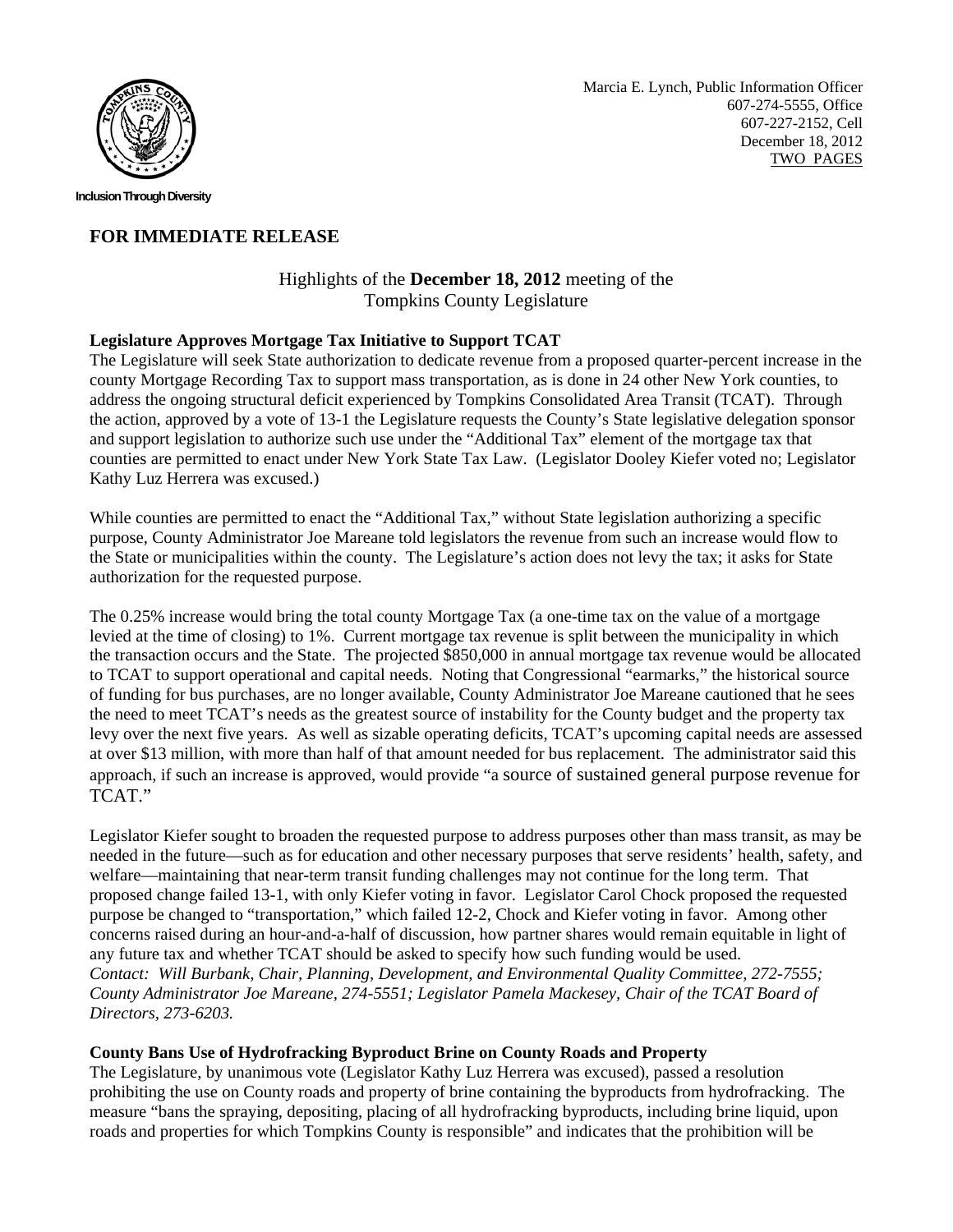Inclusion Through Diversity

Marcia E. Lynch, Public Information Officer
607-274-5555, Office
607-227-2152, Cell
December 18, 2012
TWO PAGES

**FOR IMMEDIATE RELEASE**

Highlights of the **December 18, 2012** meeting of the
Tompkins County Legislature

**Legislature Approves Mortgage Tax Initiative to Support TCAT**

The Legislature will seek State authorization to dedicate revenue from a proposed quarter-percent increase in the county Mortgage Recording Tax to support mass transportation, as is done in 24 other New York counties, to address the ongoing structural deficit experienced by Tompkins Consolidated Area Transit (TCAT). Through the action, approved by a vote of 13-1 the Legislature requests the County's State legislative delegation sponsor and support legislation to authorize such use under the "Additional Tax" element of the mortgage tax that counties are permitted to enact under New York State Tax Law. (Legislator Dooley Kiefer voted no; Legislator Kathy Luz Herrera was excused.)

While counties are permitted to enact the "Additional Tax," without State legislation authorizing a specific purpose, County Administrator Joe Mareane told legislators the revenue from such an increase would flow to the State or municipalities within the county. The Legislature's action does not levy the tax; it asks for State authorization for the requested purpose.

The 0.25% increase would bring the total county Mortgage Tax (a one-time tax on the value of a mortgage levied at the time of closing) to 1%. Current mortgage tax revenue is split between the municipality in which the transaction occurs and the State. The projected $850,000 in annual mortgage tax revenue would be allocated to TCAT to support operational and capital needs. Noting that Congressional "earmarks," the historical source of funding for bus purchases, are no longer available, County Administrator Joe Mareane cautioned that he sees the need to meet TCAT's needs as the greatest source of instability for the County budget and the property tax levy over the next five years. As well as sizable operating deficits, TCAT's upcoming capital needs are assessed at over $13 million, with more than half of that amount needed for bus replacement. The administrator said this approach, if such an increase is approved, would provide "a source of sustained general purpose revenue for TCAT."

Legislator Kiefer sought to broaden the requested purpose to address purposes other than mass transit, as may be needed in the future—such as for education and other necessary purposes that serve residents' health, safety, and welfare—maintaining that near-term transit funding challenges may not continue for the long term. That proposed change failed 13-1, with only Kiefer voting in favor. Legislator Carol Chock proposed the requested purpose be changed to "transportation," which failed 12-2, Chock and Kiefer voting in favor. Among other concerns raised during an hour-and-a-half of discussion, how partner shares would remain equitable in light of any future tax and whether TCAT should be asked to specify how such funding would be used.
*Contact: Will Burbank, Chair, Planning, Development, and Environmental Quality Committee, 272-7555; County Administrator Joe Mareane, 274-5551; Legislator Pamela Mackesey, Chair of the TCAT Board of Directors, 273-6203.*

**County Bans Use of Hydrofracking Byproduct Brine on County Roads and Property**

The Legislature, by unanimous vote (Legislator Kathy Luz Herrera was excused), passed a resolution prohibiting the use on County roads and property of brine containing the byproducts from hydrofracking. The measure "bans the spraying, depositing, placing of all hydrofracking byproducts, including brine liquid, upon roads and properties for which Tompkins County is responsible" and indicates that the prohibition will be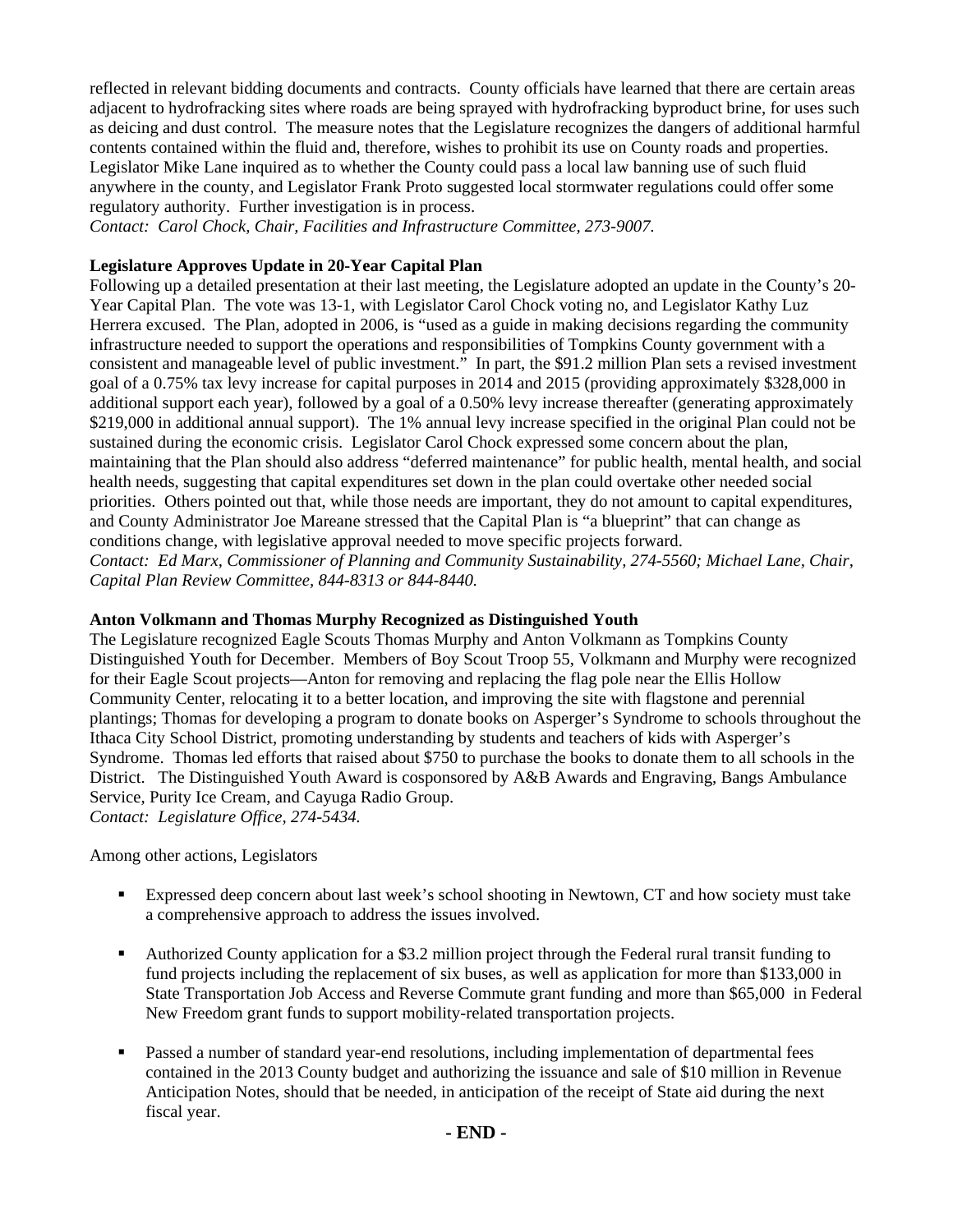reflected in relevant bidding documents and contracts. County officials have learned that there are certain areas adjacent to hydrofracking sites where roads are being sprayed with hydrofracking byproduct brine, for uses such as deicing and dust control. The measure notes that the Legislature recognizes the dangers of additional harmful contents contained within the fluid and, therefore, wishes to prohibit its use on County roads and properties. Legislator Mike Lane inquired as to whether the County could pass a local law banning use of such fluid anywhere in the county, and Legislator Frank Proto suggested local stormwater regulations could offer some regulatory authority. Further investigation is in process.
*Contact: Carol Chock, Chair, Facilities and Infrastructure Committee, 273-9007.*

**Legislature Approves Update in 20-Year Capital Plan**
Following up a detailed presentation at their last meeting, the Legislature adopted an update in the County's 20-Year Capital Plan. The vote was 13-1, with Legislator Carol Chock voting no, and Legislator Kathy Luz Herrera excused. The Plan, adopted in 2006, is "used as a guide in making decisions regarding the community infrastructure needed to support the operations and responsibilities of Tompkins County government with a consistent and manageable level of public investment." In part, the $91.2 million Plan sets a revised investment goal of a 0.75% tax levy increase for capital purposes in 2014 and 2015 (providing approximately $328,000 in additional support each year), followed by a goal of a 0.50% levy increase thereafter (generating approximately $219,000 in additional annual support). The 1% annual levy increase specified in the original Plan could not be sustained during the economic crisis. Legislator Carol Chock expressed some concern about the plan, maintaining that the Plan should also address "deferred maintenance" for public health, mental health, and social health needs, suggesting that capital expenditures set down in the plan could overtake other needed social priorities. Others pointed out that, while those needs are important, they do not amount to capital expenditures, and County Administrator Joe Mareane stressed that the Capital Plan is "a blueprint" that can change as conditions change, with legislative approval needed to move specific projects forward.
*Contact: Ed Marx, Commissioner of Planning and Community Sustainability, 274-5560; Michael Lane, Chair, Capital Plan Review Committee, 844-8313 or 844-8440.*

**Anton Volkmann and Thomas Murphy Recognized as Distinguished Youth**
The Legislature recognized Eagle Scouts Thomas Murphy and Anton Volkmann as Tompkins County Distinguished Youth for December. Members of Boy Scout Troop 55, Volkmann and Murphy were recognized for their Eagle Scout projects—Anton for removing and replacing the flag pole near the Ellis Hollow Community Center, relocating it to a better location, and improving the site with flagstone and perennial plantings; Thomas for developing a program to donate books on Asperger's Syndrome to schools throughout the Ithaca City School District, promoting understanding by students and teachers of kids with Asperger's Syndrome. Thomas led efforts that raised about $750 to purchase the books to donate them to all schools in the District. The Distinguished Youth Award is cosponsored by A&B Awards and Engraving, Bangs Ambulance Service, Purity Ice Cream, and Cayuga Radio Group.
*Contact: Legislature Office, 274-5434.*

Among other actions, Legislators

- Expressed deep concern about last week's school shooting in Newtown, CT and how society must take a comprehensive approach to address the issues involved.
- Authorized County application for a $3.2 million project through the Federal rural transit funding to fund projects including the replacement of six buses, as well as application for more than $133,000 in State Transportation Job Access and Reverse Commute grant funding and more than $65,000 in Federal New Freedom grant funds to support mobility-related transportation projects.
- Passed a number of standard year-end resolutions, including implementation of departmental fees contained in the 2013 County budget and authorizing the issuance and sale of $10 million in Revenue Anticipation Notes, should that be needed, in anticipation of the receipt of State aid during the next fiscal year.

**- END -**